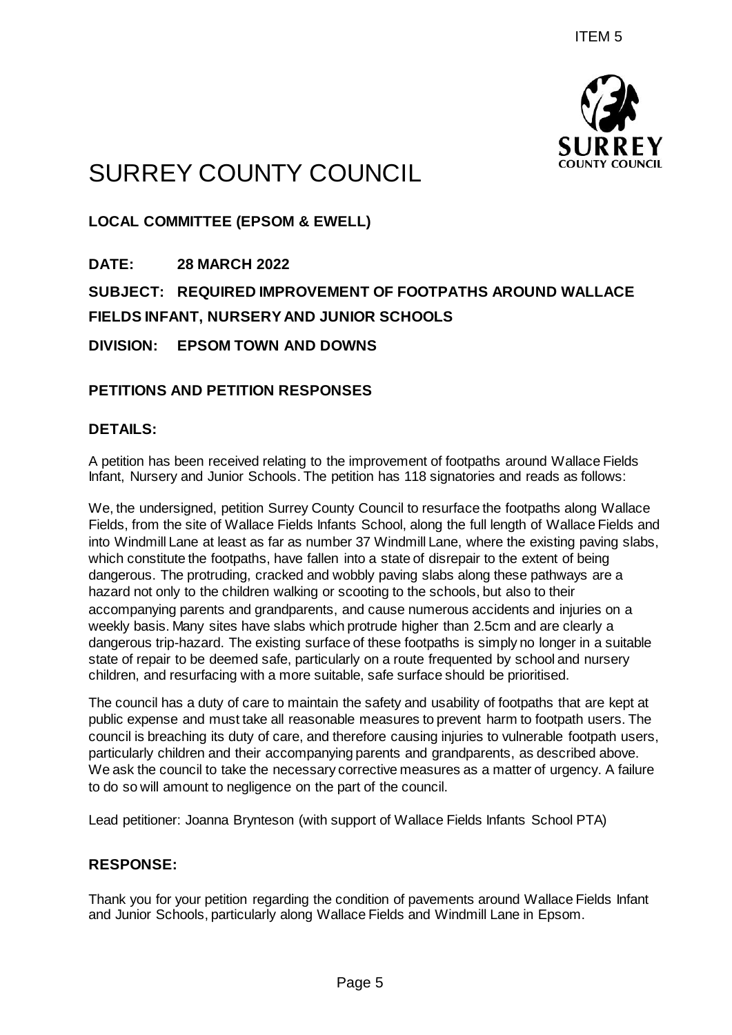# SURREY COUNTY COUNCIL

**LOCAL COMMITTEE (EPSOM & EWELL)**

**DATE: 28 MARCH 2022**

**SUBJECT: REQUIRED IMPROVEMENT OF FOOTPATHS AROUND WALLACE FIELDS INFANT, NURSERY AND JUNIOR SCHOOLS**

**DIVISION: EPSOM TOWN AND DOWNS**

## PETITIONS AND PETITION RESPONSES

## DETAILS:

A petition has been received relating to the improvement of footpaths around Wallace Fields Infant, Nursery and Junior Schools. The petition has 118 signatories and reads as follows:

We, the undersigned, petition Surrey County Council to resurface the footpaths along Wallace Fields, from the site of Wallace Fields Infants School, along the full length of Wallace Fields and into Windmill Lane at least as far as number 37 Windmill Lane, where the existing paving slabs, which constitute the footpaths, have fallen into a state of disrepair to the extent of being dangerous. The protruding, cracked and wobbly paving slabs along these pathways are a hazard not only to the children walking or scooting to the schools, but also to their accompanying parents and grandparents, and cause numerous accidents and injuries on a weekly basis. Many sites have slabs which protrude higher than 2.5cm and are clearly a dangerous trip-hazard. The existing surface of these footpaths is simply no longer in a suitable state of repair to be deemed safe, particularly on a route frequented by school and nursery children, and resurfacing with a more suitable, safe surface should be prioritised.

The council has a duty of care to maintain the safety and usability of footpaths that are kept at public expense and must take all reasonable measures to prevent harm to footpath users. The council is breaching its duty of care, and therefore causing injuries to vulnerable footpath users, particularly children and their accompanying parents and grandparents, as described above. We ask the council to take the necessary corrective measures as a matter of urgency. A failure to do so will amount to negligence on the part of the council.

Lead petitioner: Joanna Brynteson (with support of Wallace Fields Infants School PTA)

## RESPONSE:

Thank you for your petition regarding the condition of pavements around Wallace Fields Infant and Junior Schools, particularly along Wallace Fields and Windmill Lane in Epsom.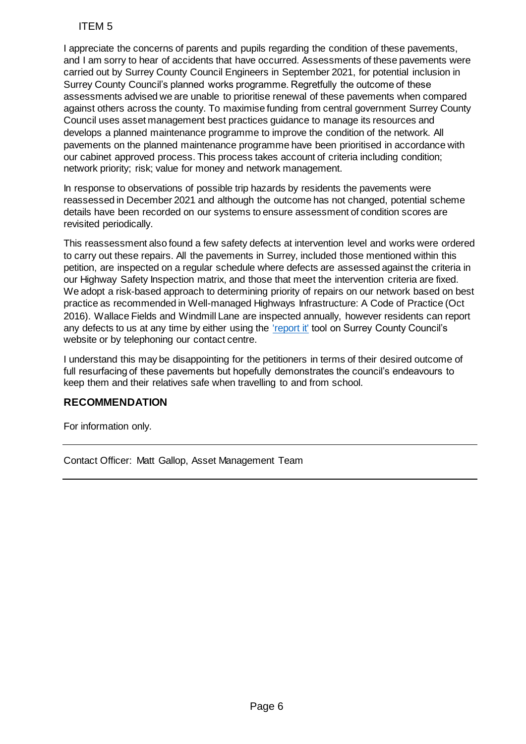ITEM 5

I appreciate the concerns of parents and pupils regarding the condition of these pavements, and I am sorry to hear of accidents that have occurred. Assessments of these pavements were carried out by Surrey County Council Engineers in September 2021, for potential inclusion in Surrey County Council's planned works programme. Regretfully the outcome of these assessments advised we are unable to prioritise renewal of these pavements when compared against others across the county. To maximise funding from central government Surrey County Council uses asset management best practices guidance to manage its resources and develops a planned maintenance programme to improve the condition of the network. All pavements on the planned maintenance programme have been prioritised in accordance with our cabinet approved process. This process takes account of criteria including condition; network priority; risk; value for money and network management.

In response to observations of possible trip hazards by residents the pavements were reassessed in December 2021 and although the outcome has not changed, potential scheme details have been recorded on our systems to ensure assessment of condition scores are revisited periodically.

This reassessment also found a few safety defects at intervention level and works were ordered to carry out these repairs. All the pavements in Surrey, included those mentioned within this petition, are inspected on a regular schedule where defects are assessed against the criteria in our Highway Safety Inspection matrix, and those that meet the intervention criteria are fixed. We adopt a risk-based approach to determining priority of repairs on our network based on best practice as recommended in Well-managed Highways Infrastructure: A Code of Practice (Oct 2016). Wallace Fields and Windmill Lane are inspected annually, however residents can report any defects to us at any time by either using the 'report it' tool on Surrey County Council's website or by telephoning our contact centre.

I understand this may be disappointing for the petitioners in terms of their desired outcome of full resurfacing of these pavements but hopefully demonstrates the council's endeavours to keep them and their relatives safe when travelling to and from school.

## RECOMMENDATION

For information only.

---

Contact Officer: Matt Gallop, Asset Management Team

---